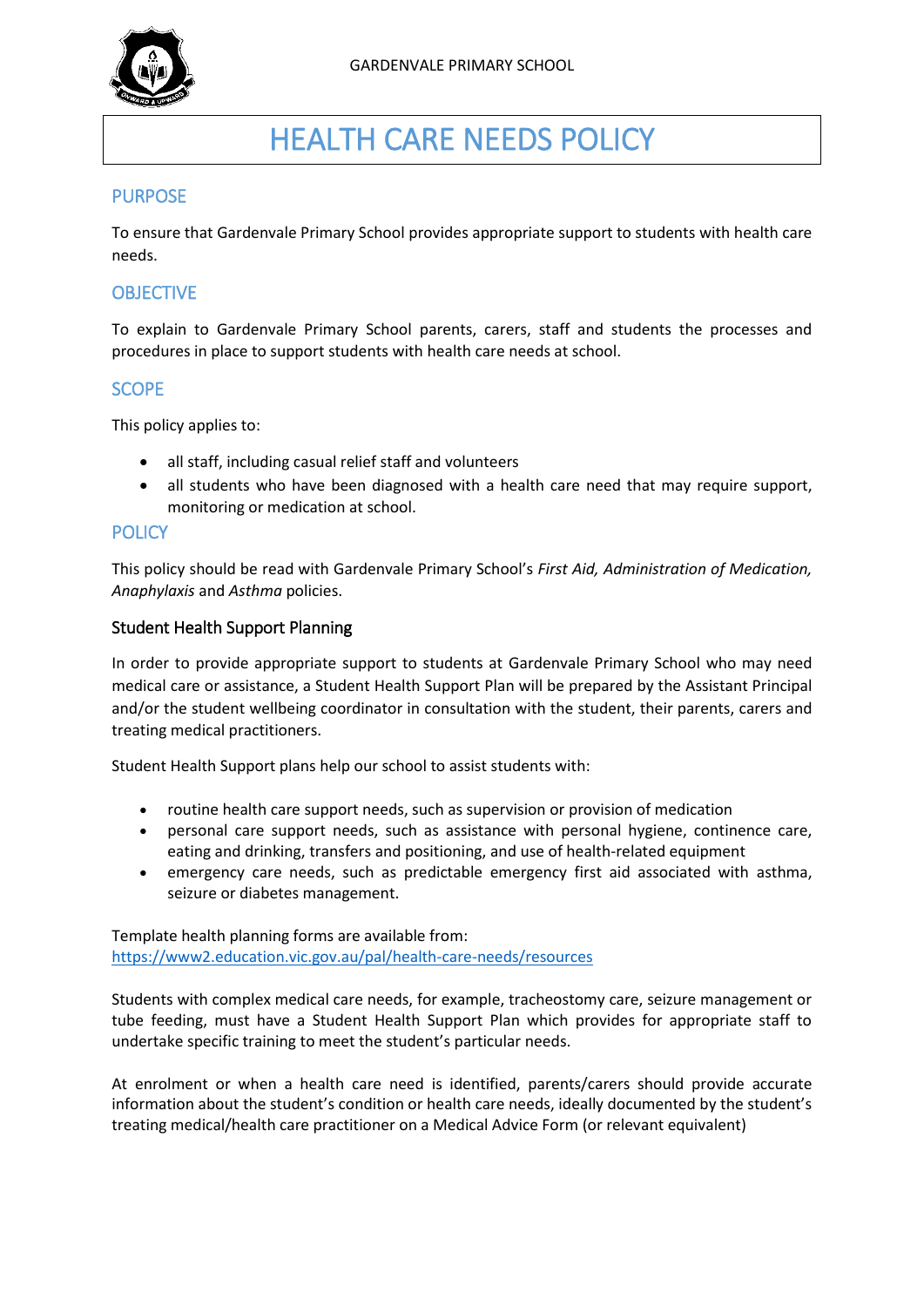GARDENVALE PRIMARY SCHOOL

# HEALTH CARE NEEDS POLICY

## PURPOSE

To ensure that Gardenvale Primary School provides appropriate support to students with health care needs.

## OBJECTIVE

To explain to Gardenvale Primary School parents, carers, staff and students the processes and procedures in place to support students with health care needs at school.

## SCOPE

This policy applies to:

- all staff, including casual relief staff and volunteers
- all students who have been diagnosed with a health care need that may require support, monitoring or medication at school.

## POLICY

This policy should be read with Gardenvale Primary School's *First Aid, Administration of Medication, Anaphylaxis* and *Asthma* policies.

### Student Health Support Planning

In order to provide appropriate support to students at Gardenvale Primary School who may need medical care or assistance, a Student Health Support Plan will be prepared by the Assistant Principal and/or the student wellbeing coordinator in consultation with the student, their parents, carers and treating medical practitioners.

Student Health Support plans help our school to assist students with:

- routine health care support needs, such as supervision or provision of medication
- personal care support needs, such as assistance with personal hygiene, continence care, eating and drinking, transfers and positioning, and use of health-related equipment
- emergency care needs, such as predictable emergency first aid associated with asthma, seizure or diabetes management.

Template health planning forms are available from:
[https://www2.education.vic.gov.au/pal/health-care-needs/resources](https://www2.education.vic.gov.au/pal/health-care-needs/resources)

Students with complex medical care needs, for example, tracheostomy care, seizure management or tube feeding, must have a Student Health Support Plan which provides for appropriate staff to undertake specific training to meet the student's particular needs.

At enrolment or when a health care need is identified, parents/carers should provide accurate information about the student's condition or health care needs, ideally documented by the student's treating medical/health care practitioner on a Medical Advice Form (or relevant equivalent)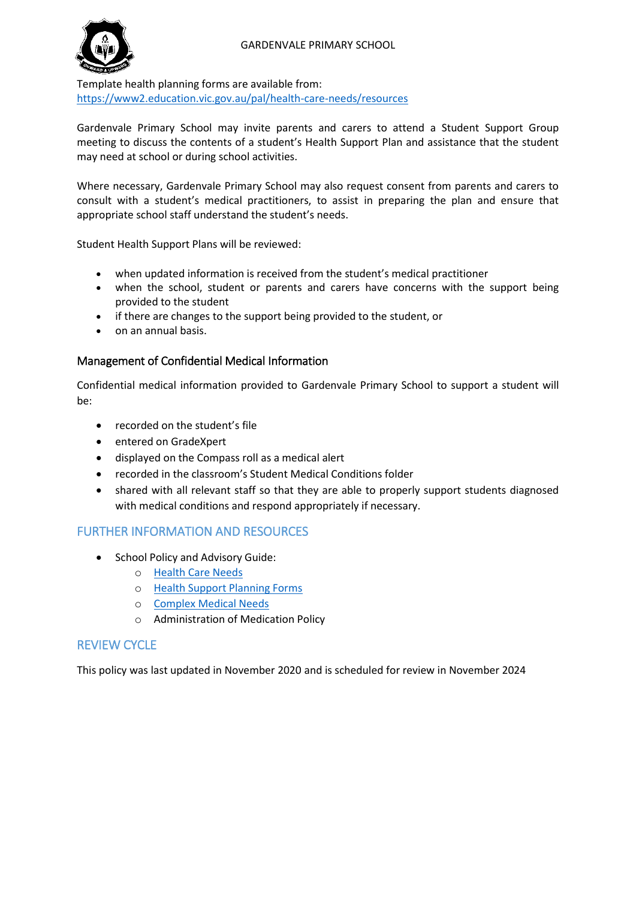Template health planning forms are available from:
https://www2.education.vic.gov.au/pal/health-care-needs/resources

Gardenvale Primary School may invite parents and carers to attend a Student Support Group meeting to discuss the contents of a student's Health Support Plan and assistance that the student may need at school or during school activities.

Where necessary, Gardenvale Primary School may also request consent from parents and carers to consult with a student's medical practitioners, to assist in preparing the plan and ensure that appropriate school staff understand the student's needs.

Student Health Support Plans will be reviewed:

- when updated information is received from the student's medical practitioner
- when the school, student or parents and carers have concerns with the support being provided to the student
- if there are changes to the support being provided to the student, or
- on an annual basis.

### Management of Confidential Medical Information

Confidential medical information provided to Gardenvale Primary School to support a student will be:

- recorded on the student's file
- entered on GradeXpert
- displayed on the Compass roll as a medical alert
- recorded in the classroom's Student Medical Conditions folder
- shared with all relevant staff so that they are able to properly support students diagnosed with medical conditions and respond appropriately if necessary.

## FURTHER INFORMATION AND RESOURCES

- School Policy and Advisory Guide:
  - Health Care Needs
  - Health Support Planning Forms
  - Complex Medical Needs
  - Administration of Medication Policy

## REVIEW CYCLE

This policy was last updated in November 2020 and is scheduled for review in November 2024